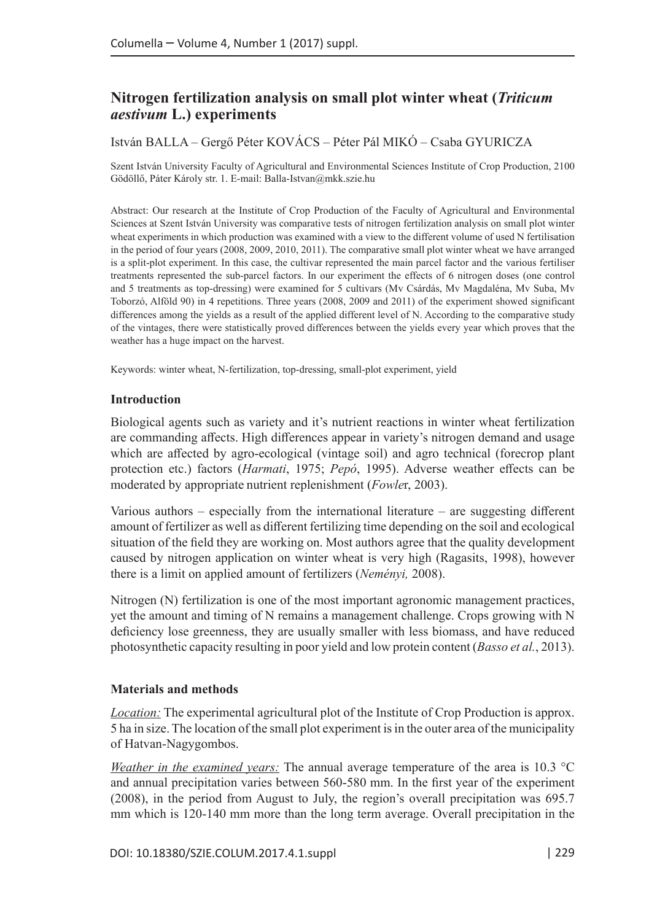# Nitrogen fertilization analysis on small plot winter wheat (*Triticum aestivum* L.) experiments

István BALLA – Gergő Péter KOVÁCS – Péter Pál MIKÓ – Csaba GYURICZA

Szent István University Faculty of Agricultural and Environmental Sciences Institute of Crop Production, 2100 Gödöllő, Páter Károly str. 1. E-mail: Balla-Istvan@mkk.szie.hu

Abstract: Our research at the Institute of Crop Production of the Faculty of Agricultural and Environmental Sciences at Szent István University was comparative tests of nitrogen fertilization analysis on small plot winter wheat experiments in which production was examined with a view to the different volume of used N fertilisation in the period of four years (2008, 2009, 2010, 2011). The comparative small plot winter wheat we have arranged is a split-plot experiment. In this case, the cultivar represented the main parcel factor and the various fertiliser treatments represented the sub-parcel factors. In our experiment the effects of 6 nitrogen doses (one control and 5 treatments as top-dressing) were examined for 5 cultivars (Mv Csárdás, Mv Magdaléna, Mv Suba, Mv Toborzó, Alföld 90) in 4 repetitions. Three years (2008, 2009 and 2011) of the experiment showed significant differences among the yields as a result of the applied different level of N. According to the comparative study of the vintages, there were statistically proved differences between the yields every year which proves that the weather has a huge impact on the harvest.

Keywords: winter wheat, N-fertilization, top-dressing, small-plot experiment, yield

## Introduction

Biological agents such as variety and it's nutrient reactions in winter wheat fertilization are commanding affects. High differences appear in variety's nitrogen demand and usage which are affected by agro-ecological (vintage soil) and agro technical (forecrop plant protection etc.) factors (*Harmati*, 1975; *Pepó*, 1995). Adverse weather effects can be moderated by appropriate nutrient replenishment (*Fowle*r, 2003).

Various authors – especially from the international literature – are suggesting different amount of fertilizer as well as different fertilizing time depending on the soil and ecological situation of the field they are working on. Most authors agree that the quality development caused by nitrogen application on winter wheat is very high (Ragasits, 1998), however there is a limit on applied amount of fertilizers (*Neményi,* 2008).

Nitrogen (N) fertilization is one of the most important agronomic management practices, yet the amount and timing of N remains a management challenge. Crops growing with N deficiency lose greenness, they are usually smaller with less biomass, and have reduced photosynthetic capacity resulting in poor yield and low protein content (*Basso et al.*, 2013).

## Materials and methods

*Location:* The experimental agricultural plot of the Institute of Crop Production is approx. 5 ha in size. The location of the small plot experiment is in the outer area of the municipality of Hatvan-Nagygombos.

*Weather in the examined years:* The annual average temperature of the area is 10.3 °C and annual precipitation varies between 560-580 mm. In the first year of the experiment (2008), in the period from August to July, the region's overall precipitation was 695.7 mm which is 120-140 mm more than the long term average. Overall precipitation in the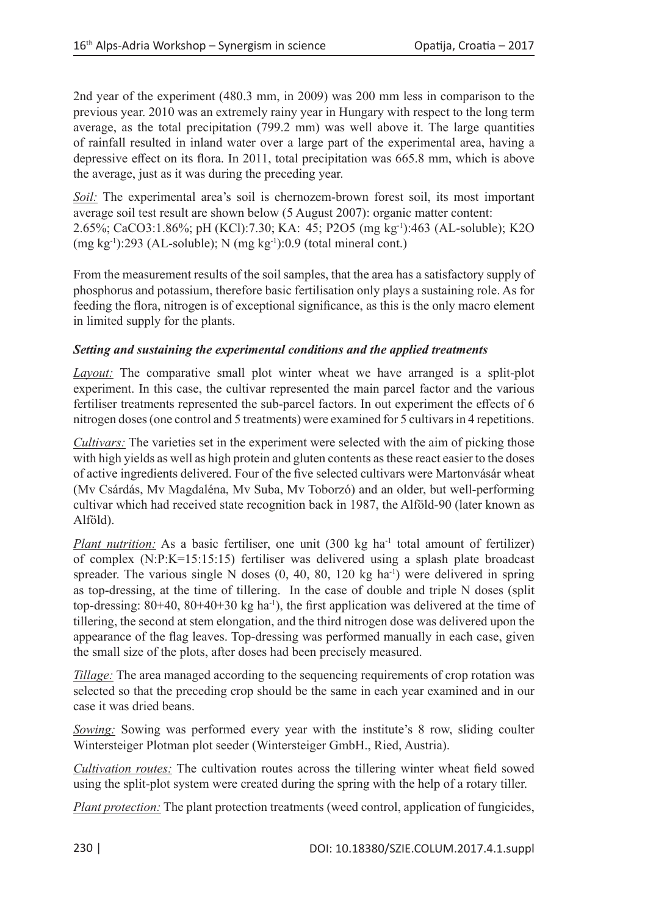2nd year of the experiment (480.3 mm, in 2009) was 200 mm less in comparison to the previous year. 2010 was an extremely rainy year in Hungary with respect to the long term average, as the total precipitation (799.2 mm) was well above it. The large quantities of rainfall resulted in inland water over a large part of the experimental area, having a depressive effect on its flora. In 2011, total precipitation was 665.8 mm, which is above the average, just as it was during the preceding year.

*Soil:* The experimental area's soil is chernozem-brown forest soil, its most important average soil test result are shown below (5 August 2007): organic matter content: 2.65%; CaCO3:1.86%; pH (KCl):7.30; KA: 45; P2O5 (mg kg$^{-1}$):463 (AL-soluble); K2O (mg kg$^{-1}$):293 (AL-soluble); N (mg kg$^{-1}$):0.9 (total mineral cont.)

From the measurement results of the soil samples, that the area has a satisfactory supply of phosphorus and potassium, therefore basic fertilisation only plays a sustaining role. As for feeding the flora, nitrogen is of exceptional significance, as this is the only macro element in limited supply for the plants.

### *Setting and sustaining the experimental conditions and the applied treatments*

*Layout:* The comparative small plot winter wheat we have arranged is a split-plot experiment. In this case, the cultivar represented the main parcel factor and the various fertiliser treatments represented the sub-parcel factors. In out experiment the effects of 6 nitrogen doses (one control and 5 treatments) were examined for 5 cultivars in 4 repetitions.

*Cultivars:* The varieties set in the experiment were selected with the aim of picking those with high yields as well as high protein and gluten contents as these react easier to the doses of active ingredients delivered. Four of the five selected cultivars were Martonvásár wheat (Mv Csárdás, Mv Magdaléna, Mv Suba, Mv Toborzó) and an older, but well-performing cultivar which had received state recognition back in 1987, the Alföld-90 (later known as Alföld).

*Plant nutrition:* As a basic fertiliser, one unit (300 kg ha$^{-1}$ total amount of fertilizer) of complex (N:P:K=15:15:15) fertiliser was delivered using a splash plate broadcast spreader. The various single N doses (0, 40, 80, 120 kg ha$^{-1}$) were delivered in spring as top-dressing, at the time of tillering. In the case of double and triple N doses (split top-dressing: 80+40, 80+40+30 kg ha$^{-1}$), the first application was delivered at the time of tillering, the second at stem elongation, and the third nitrogen dose was delivered upon the appearance of the flag leaves. Top-dressing was performed manually in each case, given the small size of the plots, after doses had been precisely measured.

*Tillage:* The area managed according to the sequencing requirements of crop rotation was selected so that the preceding crop should be the same in each year examined and in our case it was dried beans.

*Sowing:* Sowing was performed every year with the institute's 8 row, sliding coulter Wintersteiger Plotman plot seeder (Wintersteiger GmbH., Ried, Austria).

*Cultivation routes:* The cultivation routes across the tillering winter wheat field sowed using the split-plot system were created during the spring with the help of a rotary tiller.

*Plant protection:* The plant protection treatments (weed control, application of fungicides,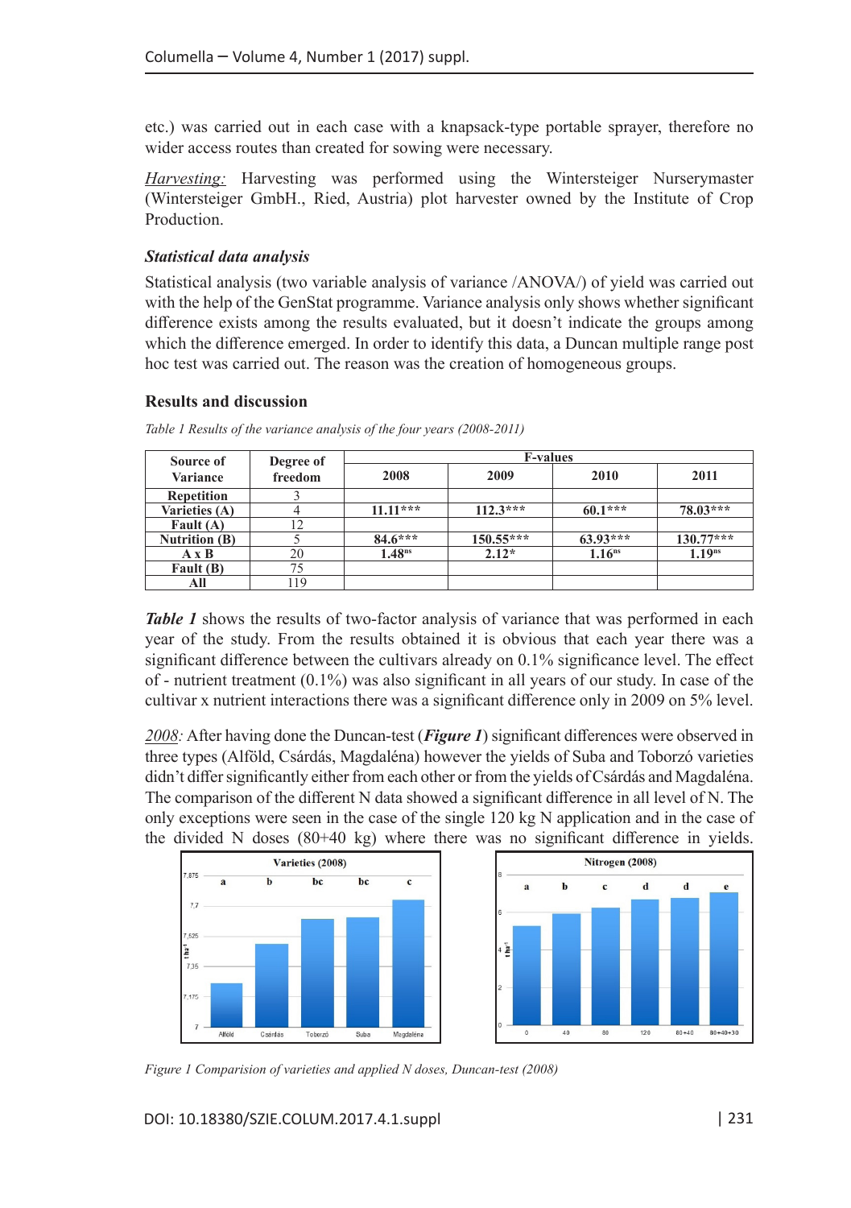etc.) was carried out in each case with a knapsack-type portable sprayer, therefore no wider access routes than created for sowing were necessary.

*Harvesting:* Harvesting was performed using the Wintersteiger Nurserymaster (Wintersteiger GmbH., Ried, Austria) plot harvester owned by the Institute of Crop Production.

### *Statistical data analysis*

Statistical analysis (two variable analysis of variance /ANOVA/) of yield was carried out with the help of the GenStat programme. Variance analysis only shows whether significant difference exists among the results evaluated, but it doesn't indicate the groups among which the difference emerged. In order to identify this data, a Duncan multiple range post hoc test was carried out. The reason was the creation of homogeneous groups.

## Results and discussion

*Table 1 Results of the variance analysis of the four years (2008-2011)*

| Source of Variance | Degree of freedom | F-values | | | |
|---|---|---|---|---|---|
| | | 2008 | 2009 | 2010 | 2011 |
| **Repetition** | 3 | | | | |
| **Varieties (A)** | 4 | 11.11*** | 112.3*** | 60.1*** | 78.03*** |
| **Fault (A)** | 12 | | | | |
| **Nutrition (B)** | 5 | 84.6*** | 150.55*** | 63.93*** | 130.77*** |
| **A x B** | 20 | $1.48^{ns}$ | 2.12* | $1.16^{ns}$ | $1.19^{ns}$ |
| **Fault (B)** | 75 | | | | |
| **All** | 119 | | | | |

***Table 1*** shows the results of two-factor analysis of variance that was performed in each year of the study. From the results obtained it is obvious that each year there was a significant difference between the cultivars already on 0.1% significance level. The effect of - nutrient treatment (0.1%) was also significant in all years of our study. In case of the cultivar x nutrient interactions there was a significant difference only in 2009 on 5% level.

*2008:* After having done the Duncan-test (***Figure 1***) significant differences were observed in three types (Alföld, Csárdás, Magdaléna) however the yields of Suba and Toborzó varieties didn't differ significantly either from each other or from the yields of Csárdás and Magdaléna. The comparison of the different N data showed a significant difference in all level of N. The only exceptions were seen in the case of the single 120 kg N application and in the case of the divided N doses (80+40 kg) where there was no significant difference in yields.

*Figure 1 Comparision of varieties and applied N doses, Duncan-test (2008)*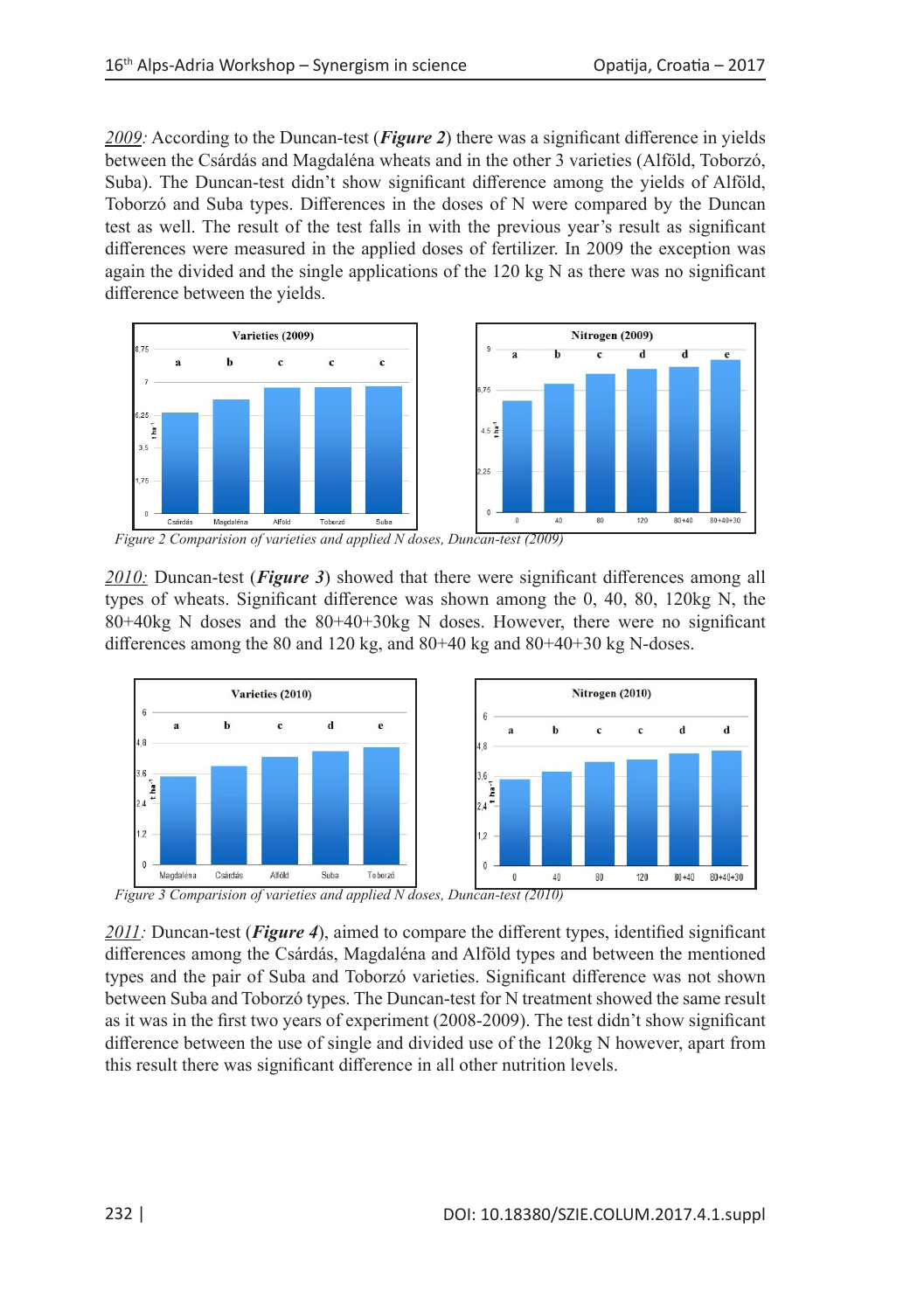*2009:* According to the Duncan-test (***Figure 2***) there was a significant difference in yields between the Csárdás and Magdaléna wheats and in the other 3 varieties (Alföld, Toborzó, Suba). The Duncan-test didn't show significant difference among the yields of Alföld, Toborzó and Suba types. Differences in the doses of N were compared by the Duncan test as well. The result of the test falls in with the previous year's result as significant differences were measured in the applied doses of fertilizer. In 2009 the exception was again the divided and the single applications of the 120 kg N as there was no significant difference between the yields.

*Figure 2 Comparision of varieties and applied N doses, Duncan-test (2009)*

*2010:* Duncan-test (***Figure 3***) showed that there were significant differences among all types of wheats. Significant difference was shown among the 0, 40, 80, 120kg N, the 80+40kg N doses and the 80+40+30kg N doses. However, there were no significant differences among the 80 and 120 kg, and 80+40 kg and 80+40+30 kg N-doses.

*Figure 3 Comparision of varieties and applied N doses, Duncan-test (2010)*

*2011:* Duncan-test (***Figure 4***), aimed to compare the different types, identified significant differences among the Csárdás, Magdaléna and Alföld types and between the mentioned types and the pair of Suba and Toborzó varieties. Significant difference was not shown between Suba and Toborzó types. The Duncan-test for N treatment showed the same result as it was in the first two years of experiment (2008-2009). The test didn't show significant difference between the use of single and divided use of the 120kg N however, apart from this result there was significant difference in all other nutrition levels.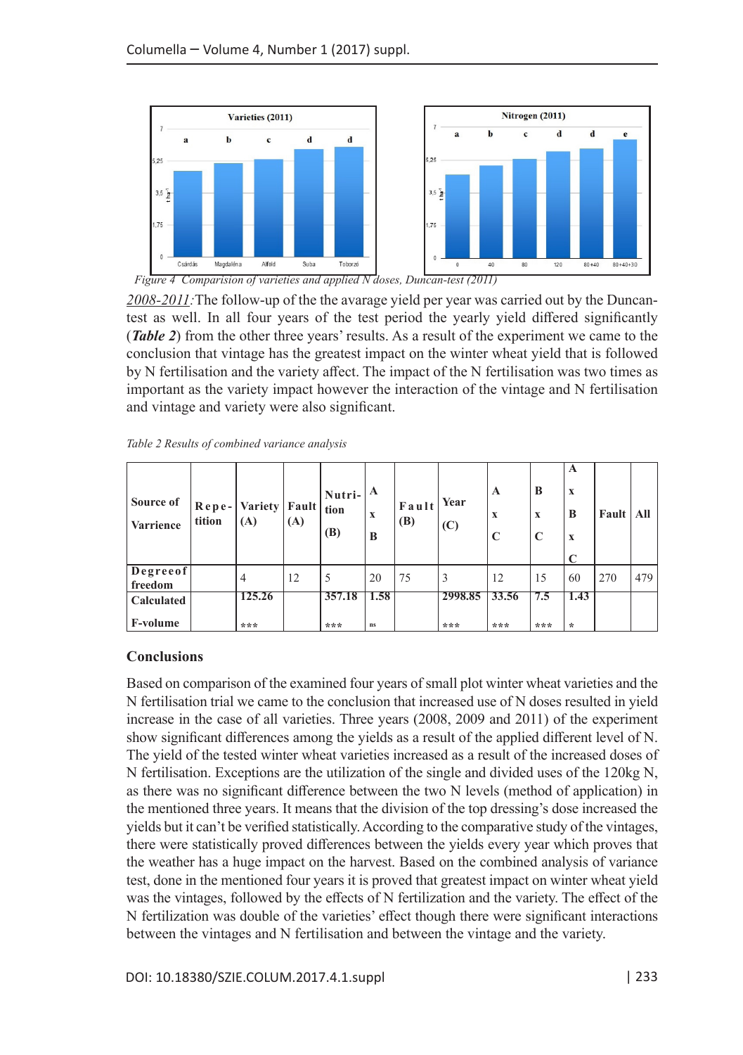Figure 4 Comparision of varieties and applied N doses, Duncan-test (2011)

*2008-2011:* The follow-up of the the avarage yield per year was carried out by the Duncan-test as well. In all four years of the test period the yearly yield differed significantly (***Table 2***) from the other three years' results. As a result of the experiment we came to the conclusion that vintage has the greatest impact on the winter wheat yield that is followed by N fertilisation and the variety affect. The impact of the N fertilisation was two times as important as the variety impact however the interaction of the vintage and N fertilisation and vintage and variety were also significant.

*Table 2 Results of combined variance analysis*

| **Source of Varrience** | **Repe-tition** | **Variety (A)** | **Fault (A)** | **Nutri-tion (B)** | **A x B** | **Fault (B)** | **Year (C)** | **A x C** | **B x C** | **A x B x C** | **Fault** | **All** |
|---|---|---|---|---|---|---|---|---|---|---|---|---|
| **Degreeof freedom** | | 4 | 12 | 5 | 20 | 75 | 3 | 12 | 15 | 60 | 270 | 479 |
| **Calculated F-volume** | | **125.26** \*\*\* | | **357.18** \*\*\* | **1.58** ns | | **2998.85** \*\*\* | **33.56** \*\*\* | **7.5** \*\*\* | **1.43** \* | | |

## Conclusions

Based on comparison of the examined four years of small plot winter wheat varieties and the N fertilisation trial we came to the conclusion that increased use of N doses resulted in yield increase in the case of all varieties. Three years (2008, 2009 and 2011) of the experiment show significant differences among the yields as a result of the applied different level of N. The yield of the tested winter wheat varieties increased as a result of the increased doses of N fertilisation. Exceptions are the utilization of the single and divided uses of the 120kg N, as there was no significant difference between the two N levels (method of application) in the mentioned three years. It means that the division of the top dressing's dose increased the yields but it can't be verified statistically. According to the comparative study of the vintages, there were statistically proved differences between the yields every year which proves that the weather has a huge impact on the harvest. Based on the combined analysis of variance test, done in the mentioned four years it is proved that greatest impact on winter wheat yield was the vintages, followed by the effects of N fertilization and the variety. The effect of the N fertilization was double of the varieties' effect though there were significant interactions between the vintages and N fertilisation and between the vintage and the variety.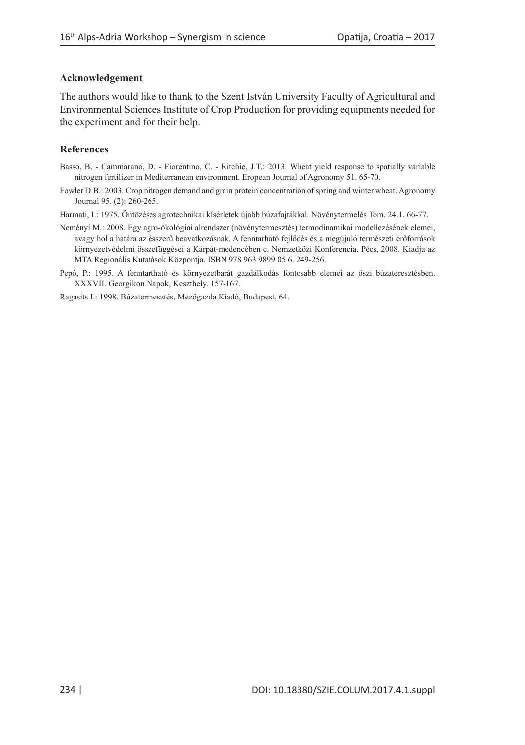## Acknowledgement

The authors would like to thank to the Szent István University Faculty of Agricultural and Environmental Sciences Institute of Crop Production for providing equipments needed for the experiment and for their help.

## References

Basso, B. - Cammarano, D. - Fiorentino, C. - Ritchie, J.T.: 2013. Wheat yield response to spatially variable nitrogen fertilizer in Mediterranean environment. Eropean Journal of Agronomy 51. 65-70.

Fowler D.B.: 2003. Crop nitrogen demand and grain protein concentration of spring and winter wheat. Agronomy Journal 95. (2): 260-265.

Harmati, I.: 1975. Öntözéses agrotechnikai kísérletek újabb búzafajtákkal. Növénytermelés Tom. 24.1. 66-77.

Neményí M.: 2008. Egy agro-ökológiai alrendszer (növénytermesztés) termodinamikai modellezésének elemei, avagy hol a határa az ésszerű beavatkozásnak. A fenntarható fejlődés és a megújuló természeti erőforrások környezetvédelmi összefüggései a Kárpát-medencében c. Nemzetközi Konferencia. Pécs, 2008. Kiadja az MTA Regionális Kutatások Központja. ISBN 978 963 9899 05 6. 249-256.

Pepó, P.: 1995. A fenntartható és környezetbarát gazdálkodás fontosabb elemei az őszi búzatermesztésben. XXXVII. Georgikon Napok, Keszthely. 157-167.

Ragasits I.: 1998. Búzatermesztés, Mezőgazda Kiadó, Budapest, 64.